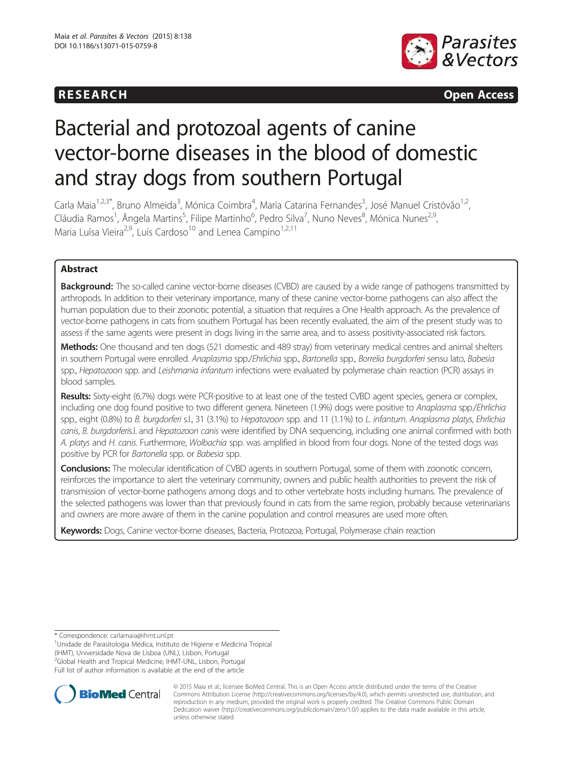RESEARCH Open Access

# Bacterial and protozoal agents of canine vector-borne diseases in the blood of domestic and stray dogs from southern Portugal

Carla Maia[1,2,3*], Bruno Almeida[3], Mónica Coimbra[4], Maria Catarina Fernandes[3], José Manuel Cristóvão[1,2], Cláudia Ramos[1], Ângela Martins[5], Filipe Martinho[6], Pedro Silva[7], Nuno Neves[8], Mónica Nunes[2,9], Maria Luísa Vieira[2,9], Luís Cardoso[10] and Lenea Campino[1,2,11]

## Abstract

**Background:** The so-called canine vector-borne diseases (CVBD) are caused by a wide range of pathogens transmitted by arthropods. In addition to their veterinary importance, many of these canine vector-borne pathogens can also affect the human population due to their zoonotic potential, a situation that requires a One Health approach. As the prevalence of vector-borne pathogens in cats from southern Portugal has been recently evaluated, the aim of the present study was to assess if the same agents were present in dogs living in the same area, and to assess positivity-associated risk factors.

**Methods:** One thousand and ten dogs (521 domestic and 489 stray) from veterinary medical centres and animal shelters in southern Portugal were enrolled. *Anaplasma* spp./*Ehrlichia* spp., *Bartonella* spp., *Borrelia burgdorferi* sensu lato, *Babesia* spp., *Hepatozoon* spp. and *Leishmania infantum* infections were evaluated by polymerase chain reaction (PCR) assays in blood samples.

**Results:** Sixty-eight (6.7%) dogs were PCR-positive to at least one of the tested CVBD agent species, genera or complex, including one dog found positive to two different genera. Nineteen (1.9%) dogs were positive to *Anaplasma* spp./*Ehrlichia* spp., eight (0.8%) to *B. burgdorferi* s.l., 31 (3.1%) to *Hepatozoon* spp. and 11 (1.1%) to *L. infantum*. *Anaplasma platys*, *Ehrlichia canis*, *B. burgdorferi*s.l. and *Hepatozoon canis* were identified by DNA sequencing, including one animal confirmed with both *A. platys* and *H. canis*. Furthermore, *Wolbachia* spp. was amplified in blood from four dogs. None of the tested dogs was positive by PCR for *Bartonella* spp. or *Babesia* spp.

**Conclusions:** The molecular identification of CVBD agents in southern Portugal, some of them with zoonotic concern, reinforces the importance to alert the veterinary community, owners and public health authorities to prevent the risk of transmission of vector-borne pathogens among dogs and to other vertebrate hosts including humans. The prevalence of the selected pathogens was lower than that previously found in cats from the same region, probably because veterinarians and owners are more aware of them in the canine population and control measures are used more often.

**Keywords:** Dogs, Canine vector-borne diseases, Bacteria, Protozoa, Portugal, Polymerase chain reaction

\* Correspondence: carlamaia@ihmt.unl.pt
[1]Unidade de Parasitologia Médica, Instituto de Higiene e Medicina Tropical (IHMT), Universidade Nova de Lisboa (UNL), Lisbon, Portugal
[2]Global Health and Tropical Medicine, IHMT-UNL, Lisbon, Portugal
Full list of author information is available at the end of the article

© 2015 Maia et al.; licensee BioMed Central. This is an Open Access article distributed under the terms of the Creative Commons Attribution License (http://creativecommons.org/licenses/by/4.0), which permits unrestricted use, distribution, and reproduction in any medium, provided the original work is properly credited. The Creative Commons Public Domain Dedication waiver (http://creativecommons.org/publicdomain/zero/1.0/) applies to the data made available in this article, unless otherwise stated.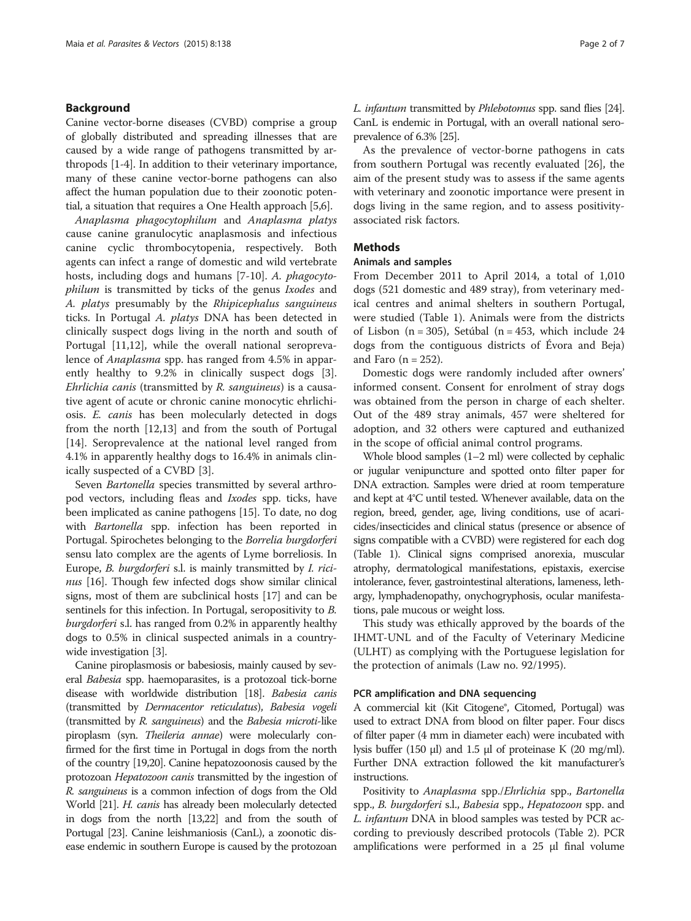## Background

Canine vector-borne diseases (CVBD) comprise a group of globally distributed and spreading illnesses that are caused by a wide range of pathogens transmitted by arthropods [1-4]. In addition to their veterinary importance, many of these canine vector-borne pathogens can also affect the human population due to their zoonotic potential, a situation that requires a One Health approach [5,6].

*Anaplasma phagocytophilum* and *Anaplasma platys* cause canine granulocytic anaplasmosis and infectious canine cyclic thrombocytopenia, respectively. Both agents can infect a range of domestic and wild vertebrate hosts, including dogs and humans [7-10]. *A. phagocytophilum* is transmitted by ticks of the genus *Ixodes* and *A. platys* presumably by the *Rhipicephalus sanguineus* ticks. In Portugal *A. platys* DNA has been detected in clinically suspect dogs living in the north and south of Portugal [11,12], while the overall national seroprevalence of *Anaplasma* spp. has ranged from 4.5% in apparently healthy to 9.2% in clinically suspect dogs [3]. *Ehrlichia canis* (transmitted by *R. sanguineus*) is a causative agent of acute or chronic canine monocytic ehrlichiosis. *E. canis* has been molecularly detected in dogs from the north [12,13] and from the south of Portugal [14]. Seroprevalence at the national level ranged from 4.1% in apparently healthy dogs to 16.4% in animals clinically suspected of a CVBD [3].

Seven *Bartonella* species transmitted by several arthropod vectors, including fleas and *Ixodes* spp. ticks, have been implicated as canine pathogens [15]. To date, no dog with *Bartonella* spp. infection has been reported in Portugal. Spirochetes belonging to the *Borrelia burgdorferi* sensu lato complex are the agents of Lyme borreliosis. In Europe, *B. burgdorferi* s.l. is mainly transmitted by *I. ricinus* [16]. Though few infected dogs show similar clinical signs, most of them are subclinical hosts [17] and can be sentinels for this infection. In Portugal, seropositivity to *B. burgdorferi* s.l. has ranged from 0.2% in apparently healthy dogs to 0.5% in clinical suspected animals in a countrywide investigation [3].

Canine piroplasmosis or babesiosis, mainly caused by several *Babesia* spp. haemoparasites, is a protozoal tick-borne disease with worldwide distribution [18]. *Babesia canis* (transmitted by *Dermacentor reticulatus*), *Babesia vogeli* (transmitted by *R. sanguineus*) and the *Babesia microti*-like piroplasm (syn. *Theileria annae*) were molecularly confirmed for the first time in Portugal in dogs from the north of the country [19,20]. Canine hepatozoonosis caused by the protozoan *Hepatozoon canis* transmitted by the ingestion of *R. sanguineus* is a common infection of dogs from the Old World [21]. *H. canis* has already been molecularly detected in dogs from the north [13,22] and from the south of Portugal [23]. Canine leishmaniosis (CanL), a zoonotic disease endemic in southern Europe is caused by the protozoan *L. infantum* transmitted by *Phlebotomus* spp. sand flies [24]. CanL is endemic in Portugal, with an overall national seroprevalence of 6.3% [25].

As the prevalence of vector-borne pathogens in cats from southern Portugal was recently evaluated [26], the aim of the present study was to assess if the same agents with veterinary and zoonotic importance were present in dogs living in the same region, and to assess positivity-associated risk factors.

## Methods

### Animals and samples

From December 2011 to April 2014, a total of 1,010 dogs (521 domestic and 489 stray), from veterinary medical centres and animal shelters in southern Portugal, were studied (Table 1). Animals were from the districts of Lisbon (n = 305), Setúbal (n = 453, which include 24 dogs from the contiguous districts of Évora and Beja) and Faro (n = 252).

Domestic dogs were randomly included after owners' informed consent. Consent for enrolment of stray dogs was obtained from the person in charge of each shelter. Out of the 489 stray animals, 457 were sheltered for adoption, and 32 others were captured and euthanized in the scope of official animal control programs.

Whole blood samples (1–2 ml) were collected by cephalic or jugular venipuncture and spotted onto filter paper for DNA extraction. Samples were dried at room temperature and kept at 4°C until tested. Whenever available, data on the region, breed, gender, age, living conditions, use of acaricides/insecticides and clinical status (presence or absence of signs compatible with a CVBD) were registered for each dog (Table 1). Clinical signs comprised anorexia, muscular atrophy, dermatological manifestations, epistaxis, exercise intolerance, fever, gastrointestinal alterations, lameness, lethargy, lymphadenopathy, onychogryphosis, ocular manifestations, pale mucous or weight loss.

This study was ethically approved by the boards of the IHMT-UNL and of the Faculty of Veterinary Medicine (ULHT) as complying with the Portuguese legislation for the protection of animals (Law no. 92/1995).

### PCR amplification and DNA sequencing

A commercial kit (Kit Citogene®, Citomed, Portugal) was used to extract DNA from blood on filter paper. Four discs of filter paper (4 mm in diameter each) were incubated with lysis buffer (150 μl) and 1.5 μl of proteinase K (20 mg/ml). Further DNA extraction followed the kit manufacturer's instructions.

Positivity to *Anaplasma* spp./*Ehrlichia* spp., *Bartonella* spp., *B. burgdorferi* s.l., *Babesia* spp., *Hepatozoon* spp. and *L. infantum* DNA in blood samples was tested by PCR according to previously described protocols (Table 2). PCR amplifications were performed in a 25 μl final volume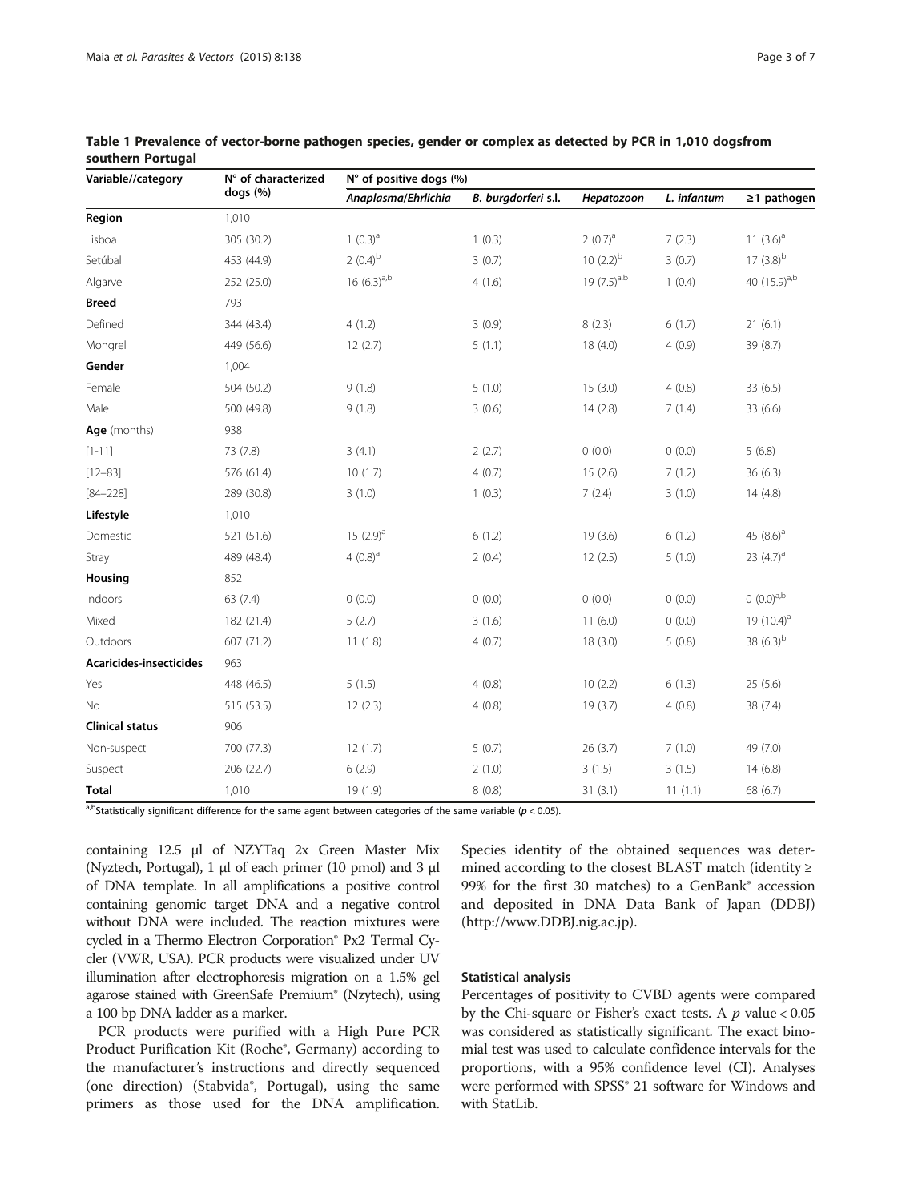**Table 1 Prevalence of vector-borne pathogen species, gender or complex as detected by PCR in 1,010 dogsfrom southern Portugal**

| Variable//category | N° of characterized dogs (%) | N° of positive dogs (%) | | | | |
|---|---|---|---|---|---|---|
| | | *Anaplasma/Ehrlichia* | *B. burgdorferi* s.l. | *Hepatozoon* | *L. infantum* | ≥1 pathogen |
| **Region** | 1,010 | | | | | |
| Lisboa | 305 (30.2) | 1 (0.3)[a] | 1 (0.3) | 2 (0.7)[a] | 7 (2.3) | 11 (3.6)[a] |
| Setúbal | 453 (44.9) | 2 (0.4)[b] | 3 (0.7) | 10 (2.2)[b] | 3 (0.7) | 17 (3.8)[b] |
| Algarve | 252 (25.0) | 16 (6.3)[a,b] | 4 (1.6) | 19 (7.5)[a,b] | 1 (0.4) | 40 (15.9)[a,b] |
| **Breed** | 793 | | | | | |
| Defined | 344 (43.4) | 4 (1.2) | 3 (0.9) | 8 (2.3) | 6 (1.7) | 21 (6.1) |
| Mongrel | 449 (56.6) | 12 (2.7) | 5 (1.1) | 18 (4.0) | 4 (0.9) | 39 (8.7) |
| **Gender** | 1,004 | | | | | |
| Female | 504 (50.2) | 9 (1.8) | 5 (1.0) | 15 (3.0) | 4 (0.8) | 33 (6.5) |
| Male | 500 (49.8) | 9 (1.8) | 3 (0.6) | 14 (2.8) | 7 (1.4) | 33 (6.6) |
| **Age** (months) | 938 | | | | | |
| [1-11] | 73 (7.8) | 3 (4.1) | 2 (2.7) | 0 (0.0) | 0 (0.0) | 5 (6.8) |
| [12–83] | 576 (61.4) | 10 (1.7) | 4 (0.7) | 15 (2.6) | 7 (1.2) | 36 (6.3) |
| [84–228] | 289 (30.8) | 3 (1.0) | 1 (0.3) | 7 (2.4) | 3 (1.0) | 14 (4.8) |
| **Lifestyle** | 1,010 | | | | | |
| Domestic | 521 (51.6) | 15 (2.9)[a] | 6 (1.2) | 19 (3.6) | 6 (1.2) | 45 (8.6)[a] |
| Stray | 489 (48.4) | 4 (0.8)[a] | 2 (0.4) | 12 (2.5) | 5 (1.0) | 23 (4.7)[a] |
| **Housing** | 852 | | | | | |
| Indoors | 63 (7.4) | 0 (0.0) | 0 (0.0) | 0 (0.0) | 0 (0.0) | 0 (0.0)[a,b] |
| Mixed | 182 (21.4) | 5 (2.7) | 3 (1.6) | 11 (6.0) | 0 (0.0) | 19 (10.4)[a] |
| Outdoors | 607 (71.2) | 11 (1.8) | 4 (0.7) | 18 (3.0) | 5 (0.8) | 38 (6.3)[b] |
| **Acaricides-insecticides** | 963 | | | | | |
| Yes | 448 (46.5) | 5 (1.5) | 4 (0.8) | 10 (2.2) | 6 (1.3) | 25 (5.6) |
| No | 515 (53.5) | 12 (2.3) | 4 (0.8) | 19 (3.7) | 4 (0.8) | 38 (7.4) |
| **Clinical status** | 906 | | | | | |
| Non-suspect | 700 (77.3) | 12 (1.7) | 5 (0.7) | 26 (3.7) | 7 (1.0) | 49 (7.0) |
| Suspect | 206 (22.7) | 6 (2.9) | 2 (1.0) | 3 (1.5) | 3 (1.5) | 14 (6.8) |
| **Total** | 1,010 | 19 (1.9) | 8 (0.8) | 31 (3.1) | 11 (1.1) | 68 (6.7) |

[a,b]Statistically significant difference for the same agent between categories of the same variable ($p < 0.05$).

containing 12.5 μl of NZYTaq 2x Green Master Mix (Nyztech, Portugal), 1 μl of each primer (10 pmol) and 3 μl of DNA template. In all amplifications a positive control containing genomic target DNA and a negative control without DNA were included. The reaction mixtures were cycled in a Thermo Electron Corporation® Px2 Termal Cycler (VWR, USA). PCR products were visualized under UV illumination after electrophoresis migration on a 1.5% gel agarose stained with GreenSafe Premium® (Nzytech), using a 100 bp DNA ladder as a marker.

PCR products were purified with a High Pure PCR Product Purification Kit (Roche®, Germany) according to the manufacturer's instructions and directly sequenced (one direction) (Stabvida®, Portugal), using the same primers as those used for the DNA amplification. Species identity of the obtained sequences was determined according to the closest BLAST match (identity ≥ 99% for the first 30 matches) to a GenBank® accession and deposited in DNA Data Bank of Japan (DDBJ) (http://www.DDBJ.nig.ac.jp).

### Statistical analysis

Percentages of positivity to CVBD agents were compared by the Chi-square or Fisher's exact tests. A $p$ value < 0.05 was considered as statistically significant. The exact binomial test was used to calculate confidence intervals for the proportions, with a 95% confidence level (CI). Analyses were performed with SPSS® 21 software for Windows and with StatLib.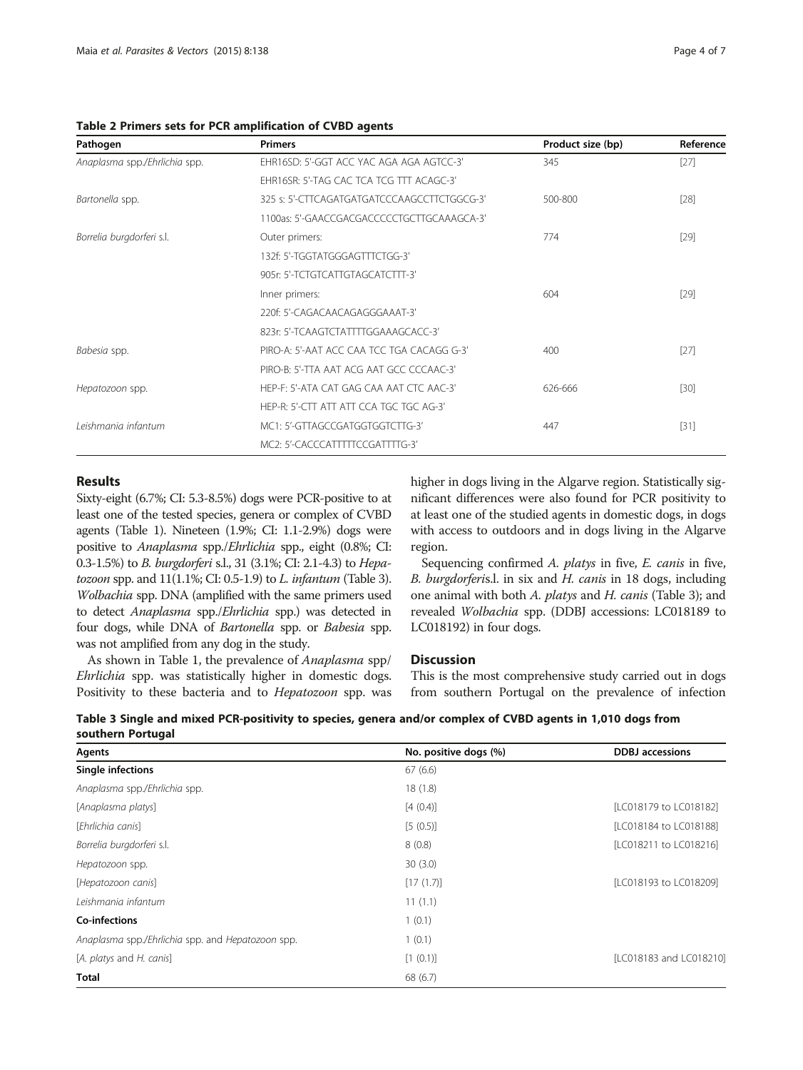**Table 2 Primers sets for PCR amplification of CVBD agents**

| Pathogen | Primers | Product size (bp) | Reference |
|---|---|---|---|
| *Anaplasma* spp./*Ehrlichia* spp. | EHR16SD: 5'-GGT ACC YAC AGA AGA AGTCC-3' | 345 | [27] |
| | EHR16SR: 5'-TAG CAC TCA TCG TTT ACAGC-3' | | |
| *Bartonella* spp. | 325 s: 5'-CTTCAGATGATGATCCCAAGCCTTCTGGCG-3' | 500-800 | [28] |
| | 1100as: 5'-GAACCGACGACCCCCTGCTTGCAAAGCA-3' | | |
| *Borrelia burgdorferi* s.l. | Outer primers: | 774 | [29] |
| | 132f: 5'-TGGTATGGGAGTTTCTGG-3' | | |
| | 905r: 5'-TCTGTCATTGTAGCATCTTT-3' | | |
| | Inner primers: | 604 | [29] |
| | 220f: 5'-CAGACAACAGAGGGAAAT-3' | | |
| | 823r: 5'-TCAAGTCTATTTTGGAAAGCACC-3' | | |
| *Babesia* spp. | PIRO-A: 5'-AAT ACC CAA TCC TGA CACAGG G-3' | 400 | [27] |
| | PIRO-B: 5'-TTA AAT ACG AAT GCC CCCAAC-3' | | |
| *Hepatozoon* spp. | HEP-F: 5'-ATA CAT GAG CAA AAT CTC AAC-3' | 626-666 | [30] |
| | HEP-R: 5'-CTT ATT ATT CCA TGC TGC AG-3' | | |
| *Leishmania infantum* | MC1: 5'-GTTAGCCGATGGTGGTCTTG-3' | 447 | [31] |
| | MC2: 5'-CACCCATTTTTCCGATTTTG-3' | | |

## Results

Sixty-eight (6.7%; CI: 5.3-8.5%) dogs were PCR-positive to at least one of the tested species, genera or complex of CVBD agents (Table 1). Nineteen (1.9%; CI: 1.1-2.9%) dogs were positive to *Anaplasma* spp./*Ehrlichia* spp., eight (0.8%; CI: 0.3-1.5%) to *B. burgdorferi* s.l., 31 (3.1%; CI: 2.1-4.3) to *Hepatozoon* spp. and 11(1.1%; CI: 0.5-1.9) to *L. infantum* (Table 3). *Wolbachia* spp. DNA (amplified with the same primers used to detect *Anaplasma* spp./*Ehrlichia* spp.) was detected in four dogs, while DNA of *Bartonella* spp. or *Babesia* spp. was not amplified from any dog in the study.

As shown in Table 1, the prevalence of *Anaplasma* spp/*Ehrlichia* spp. was statistically higher in domestic dogs. Positivity to these bacteria and to *Hepatozoon* spp. was higher in dogs living in the Algarve region. Statistically significant differences were also found for PCR positivity to at least one of the studied agents in domestic dogs, in dogs with access to outdoors and in dogs living in the Algarve region.

Sequencing confirmed *A. platys* in five, *E. canis* in five, *B. burgdorferi*s.l. in six and *H. canis* in 18 dogs, including one animal with both *A. platys* and *H. canis* (Table 3); and revealed *Wolbachia* spp. (DDBJ accessions: LC018189 to LC018192) in four dogs.

## Discussion

This is the most comprehensive study carried out in dogs from southern Portugal on the prevalence of infection

**Table 3 Single and mixed PCR-positivity to species, genera and/or complex of CVBD agents in 1,010 dogs from southern Portugal**

| Agents | No. positive dogs (%) | DDBJ accessions |
|---|---|---|
| **Single infections** | 67 (6.6) | |
| *Anaplasma* spp./*Ehrlichia* spp. | 18 (1.8) | |
| [*Anaplasma platys*] | [4 (0.4)] | [LC018179 to LC018182] |
| [*Ehrlichia canis*] | [5 (0.5)] | [LC018184 to LC018188] |
| *Borrelia burgdorferi* s.l. | 8 (0.8) | [LC018211 to LC018216] |
| *Hepatozoon* spp. | 30 (3.0) | |
| [*Hepatozoon canis*] | [17 (1.7)] | [LC018193 to LC018209] |
| *Leishmania infantum* | 11 (1.1) | |
| **Co-infections** | 1 (0.1) | |
| *Anaplasma* spp./*Ehrlichia* spp. and *Hepatozoon* spp. | 1 (0.1) | |
| [*A. platys* and *H. canis*] | [1 (0.1)] | [LC018183 and LC018210] |
| **Total** | 68 (6.7) | |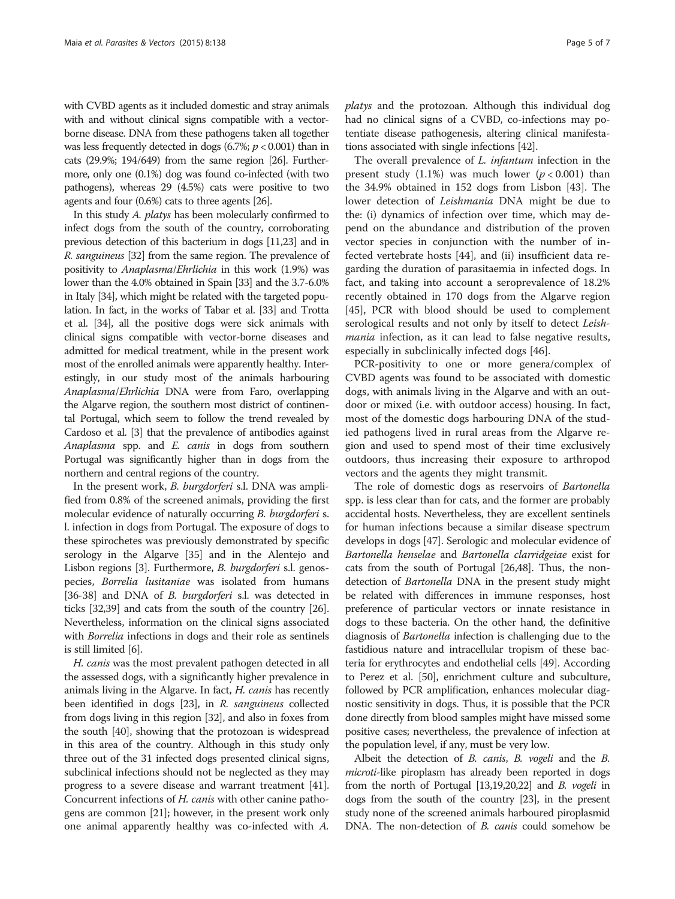with CVBD agents as it included domestic and stray animals with and without clinical signs compatible with a vector-borne disease. DNA from these pathogens taken all together was less frequently detected in dogs (6.7%; $p < 0.001$) than in cats (29.9%; 194/649) from the same region [26]. Furthermore, only one (0.1%) dog was found co-infected (with two pathogens), whereas 29 (4.5%) cats were positive to two agents and four (0.6%) cats to three agents [26].

In this study *A. platys* has been molecularly confirmed to infect dogs from the south of the country, corroborating previous detection of this bacterium in dogs [11,23] and in *R. sanguineus* [32] from the same region. The prevalence of positivity to *Anaplasma*/*Ehrlichia* in this work (1.9%) was lower than the 4.0% obtained in Spain [33] and the 3.7-6.0% in Italy [34], which might be related with the targeted population. In fact, in the works of Tabar et al. [33] and Trotta et al. [34], all the positive dogs were sick animals with clinical signs compatible with vector-borne diseases and admitted for medical treatment, while in the present work most of the enrolled animals were apparently healthy. Interestingly, in our study most of the animals harbouring *Anaplasma*/*Ehrlichia* DNA were from Faro, overlapping the Algarve region, the southern most district of continental Portugal, which seem to follow the trend revealed by Cardoso et al. [3] that the prevalence of antibodies against *Anaplasma* spp. and *E. canis* in dogs from southern Portugal was significantly higher than in dogs from the northern and central regions of the country.

In the present work, *B. burgdorferi* s.l. DNA was amplified from 0.8% of the screened animals, providing the first molecular evidence of naturally occurring *B. burgdorferi* s. l. infection in dogs from Portugal. The exposure of dogs to these spirochetes was previously demonstrated by specific serology in the Algarve [35] and in the Alentejo and Lisbon regions [3]. Furthermore, *B. burgdorferi* s.l. genospecies, *Borrelia lusitaniae* was isolated from humans [36-38] and DNA of *B. burgdorferi* s.l. was detected in ticks [32,39] and cats from the south of the country [26]. Nevertheless, information on the clinical signs associated with *Borrelia* infections in dogs and their role as sentinels is still limited [6].

*H. canis* was the most prevalent pathogen detected in all the assessed dogs, with a significantly higher prevalence in animals living in the Algarve. In fact, *H. canis* has recently been identified in dogs [23], in *R. sanguineus* collected from dogs living in this region [32], and also in foxes from the south [40], showing that the protozoan is widespread in this area of the country. Although in this study only three out of the 31 infected dogs presented clinical signs, subclinical infections should not be neglected as they may progress to a severe disease and warrant treatment [41]. Concurrent infections of *H. canis* with other canine pathogens are common [21]; however, in the present work only one animal apparently healthy was co-infected with *A. platys* and the protozoan. Although this individual dog had no clinical signs of a CVBD, co-infections may potentiate disease pathogenesis, altering clinical manifestations associated with single infections [42].

The overall prevalence of *L. infantum* infection in the present study (1.1%) was much lower ($p < 0.001$) than the 34.9% obtained in 152 dogs from Lisbon [43]. The lower detection of *Leishmania* DNA might be due to the: (i) dynamics of infection over time, which may depend on the abundance and distribution of the proven vector species in conjunction with the number of infected vertebrate hosts [44], and (ii) insufficient data regarding the duration of parasitaemia in infected dogs. In fact, and taking into account a seroprevalence of 18.2% recently obtained in 170 dogs from the Algarve region [45], PCR with blood should be used to complement serological results and not only by itself to detect *Leishmania* infection, as it can lead to false negative results, especially in subclinically infected dogs [46].

PCR-positivity to one or more genera/complex of CVBD agents was found to be associated with domestic dogs, with animals living in the Algarve and with an outdoor or mixed (i.e. with outdoor access) housing. In fact, most of the domestic dogs harbouring DNA of the studied pathogens lived in rural areas from the Algarve region and used to spend most of their time exclusively outdoors, thus increasing their exposure to arthropod vectors and the agents they might transmit.

The role of domestic dogs as reservoirs of *Bartonella* spp. is less clear than for cats, and the former are probably accidental hosts. Nevertheless, they are excellent sentinels for human infections because a similar disease spectrum develops in dogs [47]. Serologic and molecular evidence of *Bartonella henselae* and *Bartonella clarridgeiae* exist for cats from the south of Portugal [26,48]. Thus, the non-detection of *Bartonella* DNA in the present study might be related with differences in immune responses, host preference of particular vectors or innate resistance in dogs to these bacteria. On the other hand, the definitive diagnosis of *Bartonella* infection is challenging due to the fastidious nature and intracellular tropism of these bacteria for erythrocytes and endothelial cells [49]. According to Perez et al. [50], enrichment culture and subculture, followed by PCR amplification, enhances molecular diagnostic sensitivity in dogs. Thus, it is possible that the PCR done directly from blood samples might have missed some positive cases; nevertheless, the prevalence of infection at the population level, if any, must be very low.

Albeit the detection of *B. canis*, *B. vogeli* and the *B. microti*-like piroplasm has already been reported in dogs from the north of Portugal [13,19,20,22] and *B. vogeli* in dogs from the south of the country [23], in the present study none of the screened animals harboured piroplasmid DNA. The non-detection of *B. canis* could somehow be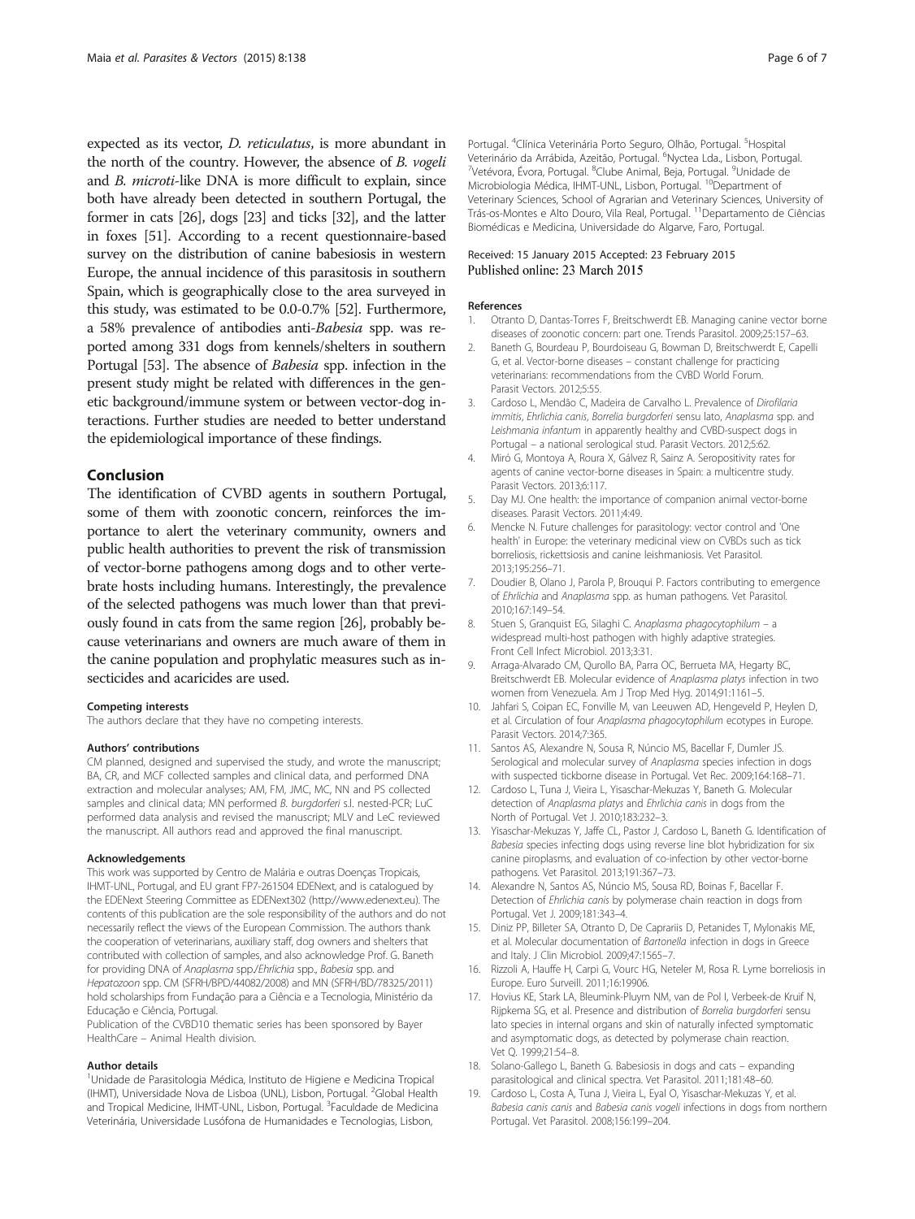expected as its vector, *D. reticulatus*, is more abundant in the north of the country. However, the absence of *B. vogeli* and *B. microti*-like DNA is more difficult to explain, since both have already been detected in southern Portugal, the former in cats [26], dogs [23] and ticks [32], and the latter in foxes [51]. According to a recent questionnaire-based survey on the distribution of canine babesiosis in western Europe, the annual incidence of this parasitosis in southern Spain, which is geographically close to the area surveyed in this study, was estimated to be 0.0-0.7% [52]. Furthermore, a 58% prevalence of antibodies anti-*Babesia* spp. was reported among 331 dogs from kennels/shelters in southern Portugal [53]. The absence of *Babesia* spp. infection in the present study might be related with differences in the genetic background/immune system or between vector-dog interactions. Further studies are needed to better understand the epidemiological importance of these findings.

## Conclusion

The identification of CVBD agents in southern Portugal, some of them with zoonotic concern, reinforces the importance to alert the veterinary community, owners and public health authorities to prevent the risk of transmission of vector-borne pathogens among dogs and to other vertebrate hosts including humans. Interestingly, the prevalence of the selected pathogens was much lower than that previously found in cats from the same region [26], probably because veterinarians and owners are much aware of them in the canine population and prophylatic measures such as insecticides and acaricides are used.

#### Competing interests

The authors declare that they have no competing interests.

#### Authors' contributions

CM planned, designed and supervised the study, and wrote the manuscript; BA, CR, and MCF collected samples and clinical data, and performed DNA extraction and molecular analyses; AM, FM, JMC, MC, NN and PS collected samples and clinical data; MN performed *B. burgdorferi* s.l. nested-PCR; LuC performed data analysis and revised the manuscript; MLV and LeC reviewed the manuscript. All authors read and approved the final manuscript.

#### Acknowledgements

This work was supported by Centro de Malária e outras Doenças Tropicais, IHMT-UNL, Portugal, and EU grant FP7-261504 EDENext, and is catalogued by the EDENext Steering Committee as EDENext302 (http://www.edenext.eu). The contents of this publication are the sole responsibility of the authors and do not necessarily reflect the views of the European Commission. The authors thank the cooperation of veterinarians, auxiliary staff, dog owners and shelters that contributed with collection of samples, and also acknowledge Prof. G. Baneth for providing DNA of *Anaplasma* spp./*Ehrlichia* spp., *Babesia* spp. and *Hepatozoon* spp. CM (SFRH/BPD/44082/2008) and MN (SFRH/BD/78325/2011) hold scholarships from Fundação para a Ciência e a Tecnologia, Ministério da Educação e Ciência, Portugal.

Publication of the CVBD10 thematic series has been sponsored by Bayer HealthCare – Animal Health division.

#### Author details

[1]Unidade de Parasitologia Médica, Instituto de Higiene e Medicina Tropical (IHMT), Universidade Nova de Lisboa (UNL), Lisbon, Portugal. [2]Global Health and Tropical Medicine, IHMT-UNL, Lisbon, Portugal. [3]Faculdade de Medicina Veterinária, Universidade Lusófona de Humanidades e Tecnologias, Lisbon, Portugal. [4]Clínica Veterinária Porto Seguro, Olhão, Portugal. [5]Hospital Veterinário da Arrábida, Azeitão, Portugal. [6]Nyctea Lda., Lisbon, Portugal. [7]Vetévora, Évora, Portugal. [8]Clube Animal, Beja, Portugal. [9]Unidade de Microbiologia Médica, IHMT-UNL, Lisbon, Portugal. [10]Department of Veterinary Sciences, School of Agrarian and Veterinary Sciences, University of Trás-os-Montes e Alto Douro, Vila Real, Portugal. [11]Departamento de Ciências Biomédicas e Medicina, Universidade do Algarve, Faro, Portugal.

Received: 15 January 2015 Accepted: 23 February 2015
Published online: 23 March 2015

#### References

1. Otranto D, Dantas-Torres F, Breitschwerdt EB. Managing canine vector borne diseases of zoonotic concern: part one. Trends Parasitol. 2009;25:157–63.
2. Baneth G, Bourdeau P, Bourdoiseau G, Bowman D, Breitschwerdt E, Capelli G, et al. Vector-borne diseases – constant challenge for practicing veterinarians: recommendations from the CVBD World Forum. Parasit Vectors. 2012;5:55.
3. Cardoso L, Mendão C, Madeira de Carvalho L. Prevalence of *Dirofilaria immitis*, *Ehrlichia canis*, *Borrelia burgdorferi* sensu lato, *Anaplasma* spp. and *Leishmania infantum* in apparently healthy and CVBD-suspect dogs in Portugal – a national serological stud. Parasit Vectors. 2012;5:62.
4. Miró G, Montoya A, Roura X, Gálvez R, Sainz A. Seropositivity rates for agents of canine vector-borne diseases in Spain: a multicentre study. Parasit Vectors. 2013;6:117.
5. Day MJ. One health: the importance of companion animal vector-borne diseases. Parasit Vectors. 2011;4:49.
6. Mencke N. Future challenges for parasitology: vector control and 'One health' in Europe: the veterinary medicinal view on CVBDs such as tick borreliosis, rickettsiosis and canine leishmaniosis. Vet Parasitol. 2013;195:256–71.
7. Doudier B, Olano J, Parola P, Brouqui P. Factors contributing to emergence of *Ehrlichia* and *Anaplasma* spp. as human pathogens. Vet Parasitol. 2010;167:149–54.
8. Stuen S, Granquist EG, Silaghi C. *Anaplasma phagocytophilum* – a widespread multi-host pathogen with highly adaptive strategies. Front Cell Infect Microbiol. 2013;3:31.
9. Arraga-Alvarado CM, Qurollo BA, Parra OC, Berrueta MA, Hegarty BC, Breitschwerdt EB. Molecular evidence of *Anaplasma platys* infection in two women from Venezuela. Am J Trop Med Hyg. 2014;91:1161–5.
10. Jahfari S, Coipan EC, Fonville M, van Leeuwen AD, Hengeveld P, Heylen D, et al. Circulation of four *Anaplasma phagocytophilum* ecotypes in Europe. Parasit Vectors. 2014;7:365.
11. Santos AS, Alexandre N, Sousa R, Núncio MS, Bacellar F, Dumler JS. Serological and molecular survey of *Anaplasma* species infection in dogs with suspected tickborne disease in Portugal. Vet Rec. 2009;164:168–71.
12. Cardoso L, Tuna J, Vieira L, Yisaschar-Mekuzas Y, Baneth G. Molecular detection of *Anaplasma platys* and *Ehrlichia canis* in dogs from the North of Portugal. Vet J. 2010;183:232–3.
13. Yisaschar-Mekuzas Y, Jaffe CL, Pastor J, Cardoso L, Baneth G. Identification of *Babesia* species infecting dogs using reverse line blot hybridization for six canine piroplasms, and evaluation of co-infection by other vector-borne pathogens. Vet Parasitol. 2013;191:367–73.
14. Alexandre N, Santos AS, Núncio MS, Sousa RD, Boinas F, Bacellar F. Detection of *Ehrlichia canis* by polymerase chain reaction in dogs from Portugal. Vet J. 2009;181:343–4.
15. Diniz PP, Billeter SA, Otranto D, De Caprariis D, Petanides T, Mylonakis ME, et al. Molecular documentation of *Bartonella* infection in dogs in Greece and Italy. J Clin Microbiol. 2009;47:1565–7.
16. Rizzoli A, Hauffe H, Carpi G, Vourc HG, Neteler M, Rosa R. Lyme borreliosis in Europe. Euro Surveill. 2011;16:19906.
17. Hovius KE, Stark LA, Bleumink-Pluym NM, van de Pol I, Verbeek-de Kruif N, Rijpkema SG, et al. Presence and distribution of *Borrelia burgdorferi* sensu lato species in internal organs and skin of naturally infected symptomatic and asymptomatic dogs, as detected by polymerase chain reaction. Vet Q. 1999;21:54–8.
18. Solano-Gallego L, Baneth G. Babesiosis in dogs and cats – expanding parasitological and clinical spectra. Vet Parasitol. 2011;181:48–60.
19. Cardoso L, Costa A, Tuna J, Vieira L, Eyal O, Yisaschar-Mekuzas Y, et al. *Babesia canis canis* and *Babesia canis vogeli* infections in dogs from northern Portugal. Vet Parasitol. 2008;156:199–204.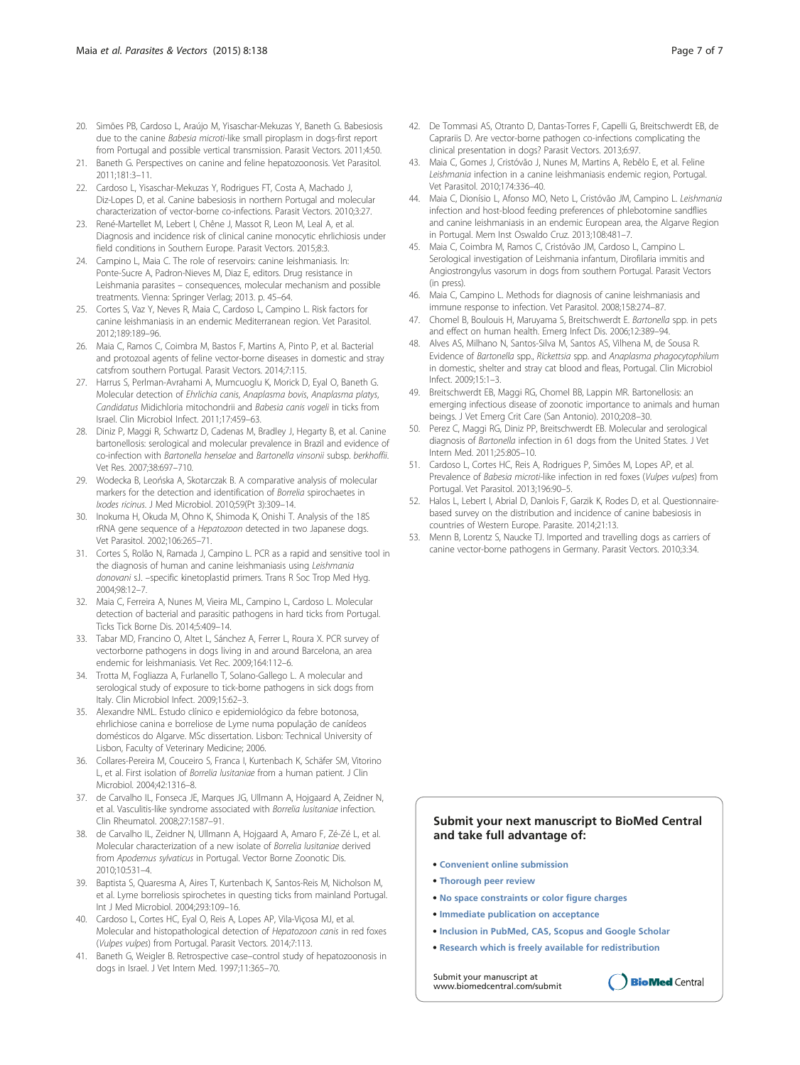20. Simões PB, Cardoso L, Araújo M, Yisaschar-Mekuzas Y, Baneth G. Babesiosis due to the canine *Babesia microti*-like small piroplasm in dogs-first report from Portugal and possible vertical transmission. Parasit Vectors. 2011;4:50.
21. Baneth G. Perspectives on canine and feline hepatozoonosis. Vet Parasitol. 2011;181:3–11.
22. Cardoso L, Yisaschar-Mekuzas Y, Rodrigues FT, Costa A, Machado J, Diz-Lopes D, et al. Canine babesiosis in northern Portugal and molecular characterization of vector-borne co-infections. Parasit Vectors. 2010;3:27.
23. René-Martellet M, Lebert I, Chêne J, Massot R, Leon M, Leal A, et al. Diagnosis and incidence risk of clinical canine monocytic ehrlichiosis under field conditions in Southern Europe. Parasit Vectors. 2015;8:3.
24. Campino L, Maia C. The role of reservoirs: canine leishmaniasis. In: Ponte-Sucre A, Padron-Nieves M, Diaz E, editors. Drug resistance in Leishmania parasites – consequences, molecular mechanism and possible treatments. Vienna: Springer Verlag; 2013. p. 45–64.
25. Cortes S, Vaz Y, Neves R, Maia C, Cardoso L, Campino L. Risk factors for canine leishmaniasis in an endemic Mediterranean region. Vet Parasitol. 2012;189:189–96.
26. Maia C, Ramos C, Coimbra M, Bastos F, Martins A, Pinto P, et al. Bacterial and protozoal agents of feline vector-borne diseases in domestic and stray catsfrom southern Portugal. Parasit Vectors. 2014;7:115.
27. Harrus S, Perlman-Avrahami A, Mumcuoglu K, Morick D, Eyal O, Baneth G. Molecular detection of *Ehrlichia canis*, *Anaplasma bovis*, *Anaplasma platys*, *Candidatus* Midichloria mitochondrii and *Babesia canis vogeli* in ticks from Israel. Clin Microbiol Infect. 2011;17:459–63.
28. Diniz P, Maggi R, Schwartz D, Cadenas M, Bradley J, Hegarty B, et al. Canine bartonellosis: serological and molecular prevalence in Brazil and evidence of co-infection with *Bartonella henselae* and *Bartonella vinsonii* subsp. *berkhoffii*. Vet Res. 2007;38:697–710.
29. Wodecka B, Leońska A, Skotarczak B. A comparative analysis of molecular markers for the detection and identification of *Borrelia* spirochaetes in *Ixodes ricinus*. J Med Microbiol. 2010;59(Pt 3):309–14.
30. Inokuma H, Okuda M, Ohno K, Shimoda K, Onishi T. Analysis of the 18S rRNA gene sequence of a *Hepatozoon* detected in two Japanese dogs. Vet Parasitol. 2002;106:265–71.
31. Cortes S, Rolão N, Ramada J, Campino L. PCR as a rapid and sensitive tool in the diagnosis of human and canine leishmaniasis using *Leishmania donovani* s.l. –specific kinetoplastid primers. Trans R Soc Trop Med Hyg. 2004;98:12–7.
32. Maia C, Ferreira A, Nunes M, Vieira ML, Campino L, Cardoso L. Molecular detection of bacterial and parasitic pathogens in hard ticks from Portugal. Ticks Tick Borne Dis. 2014;5:409–14.
33. Tabar MD, Francino O, Altet L, Sánchez A, Ferrer L, Roura X. PCR survey of vectorborne pathogens in dogs living in and around Barcelona, an area endemic for leishmaniasis. Vet Rec. 2009;164:112–6.
34. Trotta M, Fogliazza A, Furlanello T, Solano-Gallego L. A molecular and serological study of exposure to tick-borne pathogens in sick dogs from Italy. Clin Microbiol Infect. 2009;15:62–3.
35. Alexandre NML. Estudo clínico e epidemiológico da febre botonosa, ehrlichiose canina e borreliose de Lyme numa população de canídeos domésticos do Algarve. MSc dissertation. Lisbon: Technical University of Lisbon, Faculty of Veterinary Medicine; 2006.
36. Collares-Pereira M, Couceiro S, Franca I, Kurtenbach K, Schäfer SM, Vitorino L, et al. First isolation of *Borrelia lusitaniae* from a human patient. J Clin Microbiol. 2004;42:1316–8.
37. de Carvalho IL, Fonseca JE, Marques JG, Ullmann A, Hojgaard A, Zeidner N, et al. Vasculitis-like syndrome associated with *Borrelia lusitaniae* infection. Clin Rheumatol. 2008;27:1587–91.
38. de Carvalho IL, Zeidner N, Ullmann A, Hojgaard A, Amaro F, Zé-Zé L, et al. Molecular characterization of a new isolate of *Borrelia lusitaniae* derived from *Apodemus sylvaticus* in Portugal. Vector Borne Zoonotic Dis. 2010;10:531–4.
39. Baptista S, Quaresma A, Aires T, Kurtenbach K, Santos-Reis M, Nicholson M, et al. Lyme borreliosis spirochetes in questing ticks from mainland Portugal. Int J Med Microbiol. 2004;293:109–16.
40. Cardoso L, Cortes HC, Eyal O, Reis A, Lopes AP, Vila-Viçosa MJ, et al. Molecular and histopathological detection of *Hepatozoon canis* in red foxes (*Vulpes vulpes*) from Portugal. Parasit Vectors. 2014;7:113.
41. Baneth G, Weigler B. Retrospective case–control study of hepatozoonosis in dogs in Israel. J Vet Intern Med. 1997;11:365–70.
42. De Tommasi AS, Otranto D, Dantas-Torres F, Capelli G, Breitschwerdt EB, de Caprariis D. Are vector-borne pathogen co-infections complicating the clinical presentation in dogs? Parasit Vectors. 2013;6:97.
43. Maia C, Gomes J, Cristóvão J, Nunes M, Martins A, Rebêlo E, et al. Feline *Leishmania* infection in a canine leishmaniasis endemic region, Portugal. Vet Parasitol. 2010;174:336–40.
44. Maia C, Dionísio L, Afonso MO, Neto L, Cristóvão JM, Campino L. *Leishmania* infection and host-blood feeding preferences of phlebotomine sandflies and canine leishmaniasis in an endemic European area, the Algarve Region in Portugal. Mem Inst Oswaldo Cruz. 2013;108:481–7.
45. Maia C, Coimbra M, Ramos C, Cristóvão JM, Cardoso L, Campino L. Serological investigation of Leishmania infantum, Dirofilaria immitis and Angiostrongylus vasorum in dogs from southern Portugal. Parasit Vectors (in press).
46. Maia C, Campino L. Methods for diagnosis of canine leishmaniasis and immune response to infection. Vet Parasitol. 2008;158:274–87.
47. Chomel B, Boulouis H, Maruyama S, Breitschwerdt E. *Bartonella* spp. in pets and effect on human health. Emerg Infect Dis. 2006;12:389–94.
48. Alves AS, Milhano N, Santos-Silva M, Santos AS, Vilhena M, de Sousa R. Evidence of *Bartonella* spp., *Rickettsia* spp. and *Anaplasma phagocytophilum* in domestic, shelter and stray cat blood and fleas, Portugal. Clin Microbiol Infect. 2009;15:1–3.
49. Breitschwerdt EB, Maggi RG, Chomel BB, Lappin MR. Bartonellosis: an emerging infectious disease of zoonotic importance to animals and human beings. J Vet Emerg Crit Care (San Antonio). 2010;20:8–30.
50. Perez C, Maggi RG, Diniz PP, Breitschwerdt EB. Molecular and serological diagnosis of *Bartonella* infection in 61 dogs from the United States. J Vet Intern Med. 2011;25:805–10.
51. Cardoso L, Cortes HC, Reis A, Rodrigues P, Simões M, Lopes AP, et al. Prevalence of *Babesia microti*-like infection in red foxes (*Vulpes vulpes*) from Portugal. Vet Parasitol. 2013;196:90–5.
52. Halos L, Lebert I, Abrial D, Danlois F, Garzik K, Rodes D, et al. Questionnaire-based survey on the distribution and incidence of canine babesiosis in countries of Western Europe. Parasite. 2014;21:13.
53. Menn B, Lorentz S, Naucke TJ. Imported and travelling dogs as carriers of canine vector-borne pathogens in Germany. Parasit Vectors. 2010;3:34.

**Submit your next manuscript to BioMed Central and take full advantage of:**

- **Convenient online submission**
- **Thorough peer review**
- **No space constraints or color figure charges**
- **Immediate publication on acceptance**
- **Inclusion in PubMed, CAS, Scopus and Google Scholar**
- **Research which is freely available for redistribution**

Submit your manuscript at
www.biomedcentral.com/submit

BioMed Central